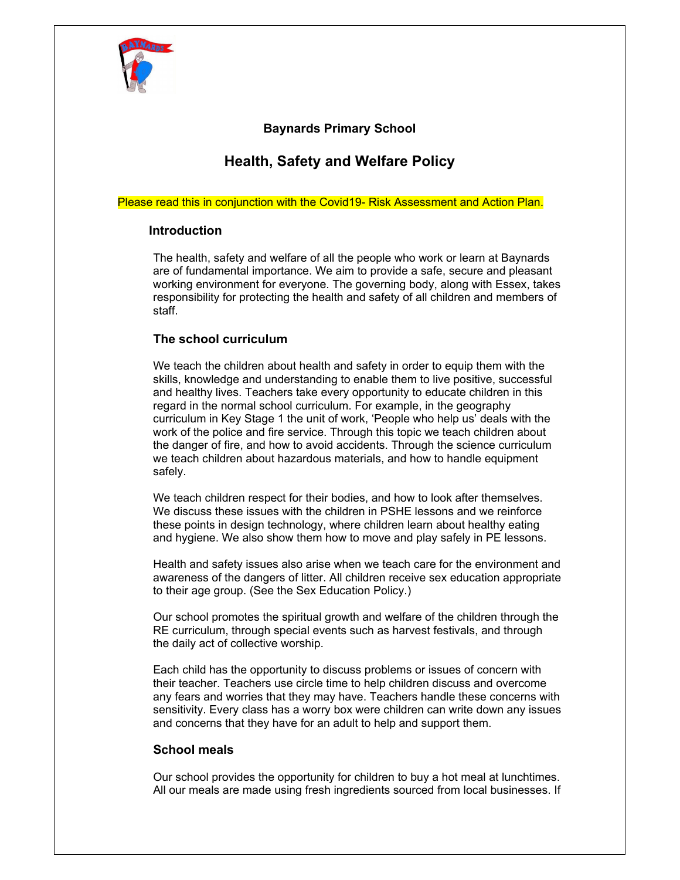**Baynards Primary School**

# Health, Safety and Welfare Policy

Please read this in conjunction with the Covid19- Risk Assessment and Action Plan.

## Introduction

The health, safety and welfare of all the people who work or learn at Baynards are of fundamental importance. We aim to provide a safe, secure and pleasant working environment for everyone. The governing body, along with Essex, takes responsibility for protecting the health and safety of all children and members of staff.

## The school curriculum

We teach the children about health and safety in order to equip them with the skills, knowledge and understanding to enable them to live positive, successful and healthy lives. Teachers take every opportunity to educate children in this regard in the normal school curriculum. For example, in the geography curriculum in Key Stage 1 the unit of work, 'People who help us' deals with the work of the police and fire service. Through this topic we teach children about the danger of fire, and how to avoid accidents. Through the science curriculum we teach children about hazardous materials, and how to handle equipment safely.

We teach children respect for their bodies, and how to look after themselves. We discuss these issues with the children in PSHE lessons and we reinforce these points in design technology, where children learn about healthy eating and hygiene. We also show them how to move and play safely in PE lessons.

Health and safety issues also arise when we teach care for the environment and awareness of the dangers of litter. All children receive sex education appropriate to their age group. (See the Sex Education Policy.)

Our school promotes the spiritual growth and welfare of the children through the RE curriculum, through special events such as harvest festivals, and through the daily act of collective worship.

Each child has the opportunity to discuss problems or issues of concern with their teacher. Teachers use circle time to help children discuss and overcome any fears and worries that they may have. Teachers handle these concerns with sensitivity. Every class has a worry box were children can write down any issues and concerns that they have for an adult to help and support them.

## School meals

Our school provides the opportunity for children to buy a hot meal at lunchtimes. All our meals are made using fresh ingredients sourced from local businesses. If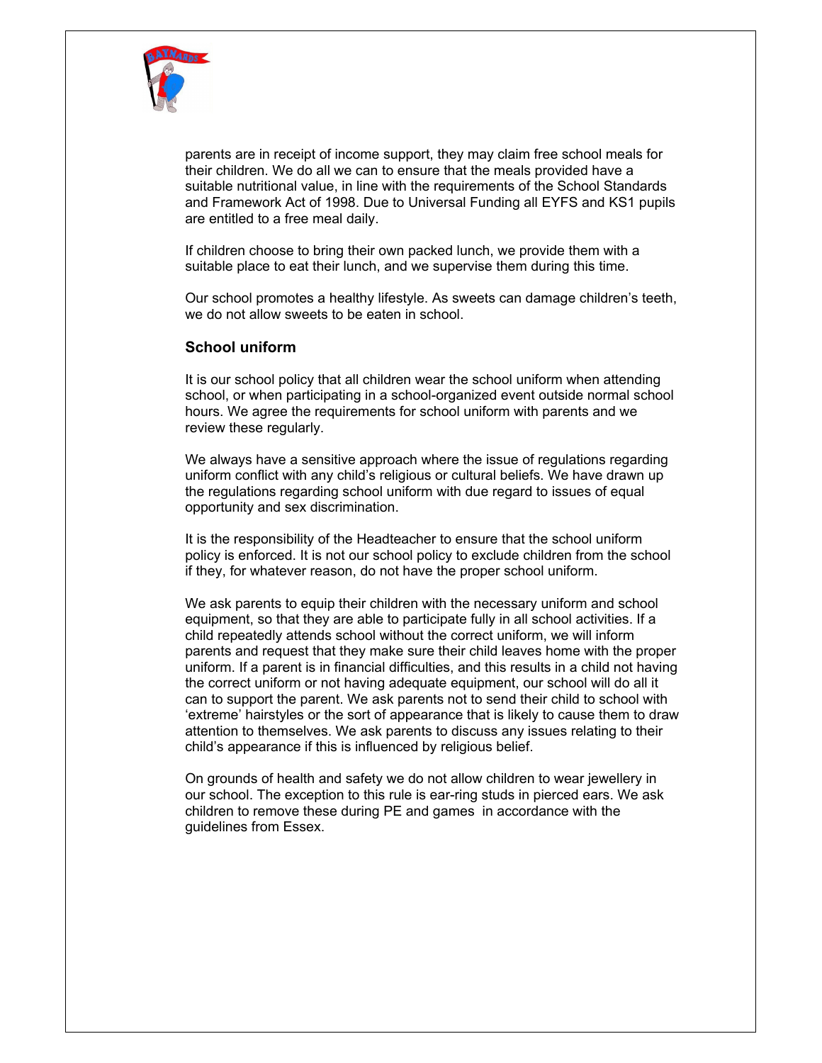parents are in receipt of income support, they may claim free school meals for their children. We do all we can to ensure that the meals provided have a suitable nutritional value, in line with the requirements of the School Standards and Framework Act of 1998. Due to Universal Funding all EYFS and KS1 pupils are entitled to a free meal daily.

If children choose to bring their own packed lunch, we provide them with a suitable place to eat their lunch, and we supervise them during this time.

Our school promotes a healthy lifestyle. As sweets can damage children's teeth, we do not allow sweets to be eaten in school.

### School uniform

It is our school policy that all children wear the school uniform when attending school, or when participating in a school-organized event outside normal school hours. We agree the requirements for school uniform with parents and we review these regularly.

We always have a sensitive approach where the issue of regulations regarding uniform conflict with any child's religious or cultural beliefs. We have drawn up the regulations regarding school uniform with due regard to issues of equal opportunity and sex discrimination.

It is the responsibility of the Headteacher to ensure that the school uniform policy is enforced. It is not our school policy to exclude children from the school if they, for whatever reason, do not have the proper school uniform.

We ask parents to equip their children with the necessary uniform and school equipment, so that they are able to participate fully in all school activities. If a child repeatedly attends school without the correct uniform, we will inform parents and request that they make sure their child leaves home with the proper uniform. If a parent is in financial difficulties, and this results in a child not having the correct uniform or not having adequate equipment, our school will do all it can to support the parent. We ask parents not to send their child to school with 'extreme' hairstyles or the sort of appearance that is likely to cause them to draw attention to themselves. We ask parents to discuss any issues relating to their child's appearance if this is influenced by religious belief.

On grounds of health and safety we do not allow children to wear jewellery in our school. The exception to this rule is ear-ring studs in pierced ears. We ask children to remove these during PE and games in accordance with the guidelines from Essex.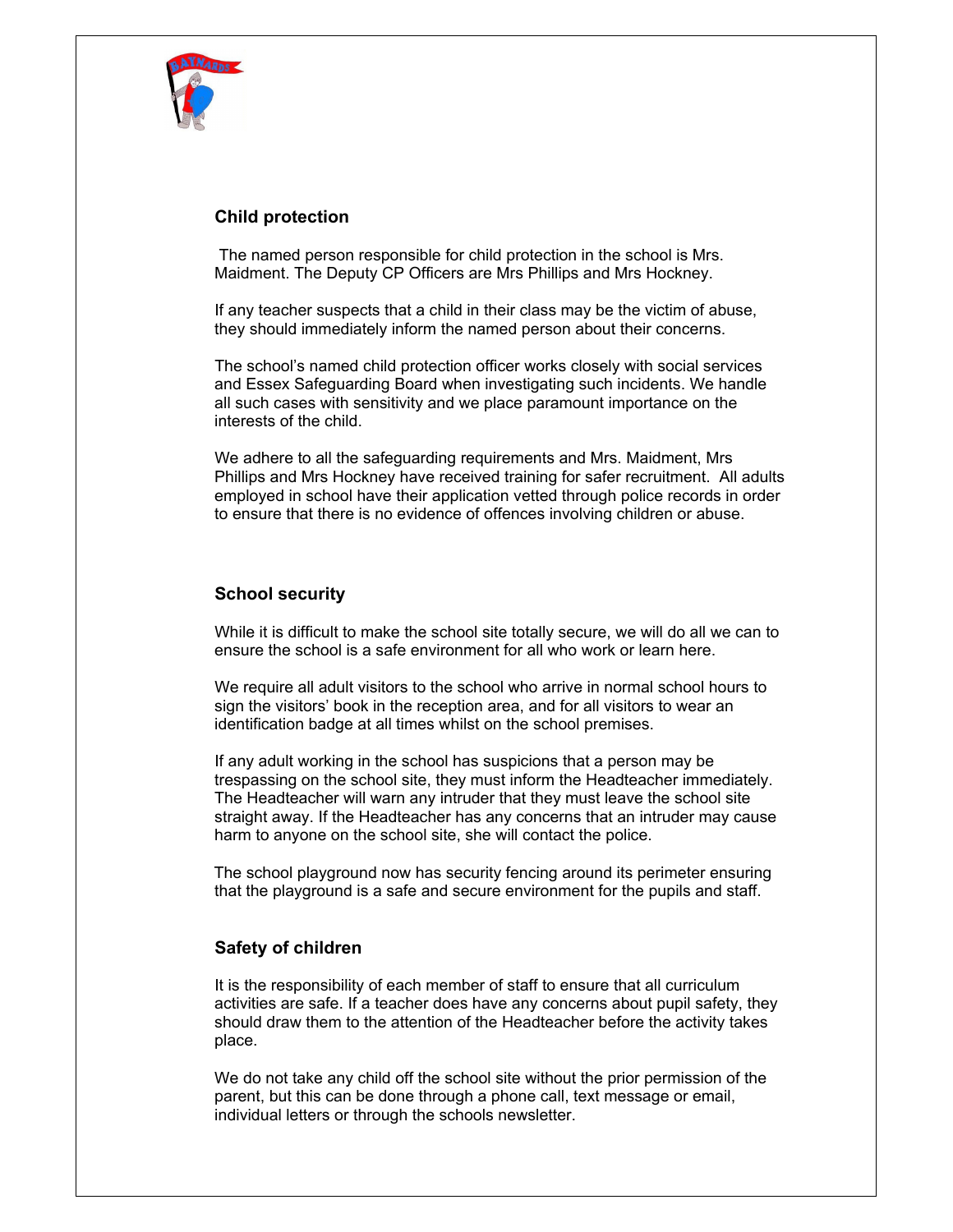## Child protection

The named person responsible for child protection in the school is Mrs. Maidment. The Deputy CP Officers are Mrs Phillips and Mrs Hockney.

If any teacher suspects that a child in their class may be the victim of abuse, they should immediately inform the named person about their concerns.

The school's named child protection officer works closely with social services and Essex Safeguarding Board when investigating such incidents. We handle all such cases with sensitivity and we place paramount importance on the interests of the child.

We adhere to all the safeguarding requirements and Mrs. Maidment, Mrs Phillips and Mrs Hockney have received training for safer recruitment. All adults employed in school have their application vetted through police records in order to ensure that there is no evidence of offences involving children or abuse.

## School security

While it is difficult to make the school site totally secure, we will do all we can to ensure the school is a safe environment for all who work or learn here.

We require all adult visitors to the school who arrive in normal school hours to sign the visitors' book in the reception area, and for all visitors to wear an identification badge at all times whilst on the school premises.

If any adult working in the school has suspicions that a person may be trespassing on the school site, they must inform the Headteacher immediately. The Headteacher will warn any intruder that they must leave the school site straight away. If the Headteacher has any concerns that an intruder may cause harm to anyone on the school site, she will contact the police.

The school playground now has security fencing around its perimeter ensuring that the playground is a safe and secure environment for the pupils and staff.

## Safety of children

It is the responsibility of each member of staff to ensure that all curriculum activities are safe. If a teacher does have any concerns about pupil safety, they should draw them to the attention of the Headteacher before the activity takes place.

We do not take any child off the school site without the prior permission of the parent, but this can be done through a phone call, text message or email, individual letters or through the schools newsletter.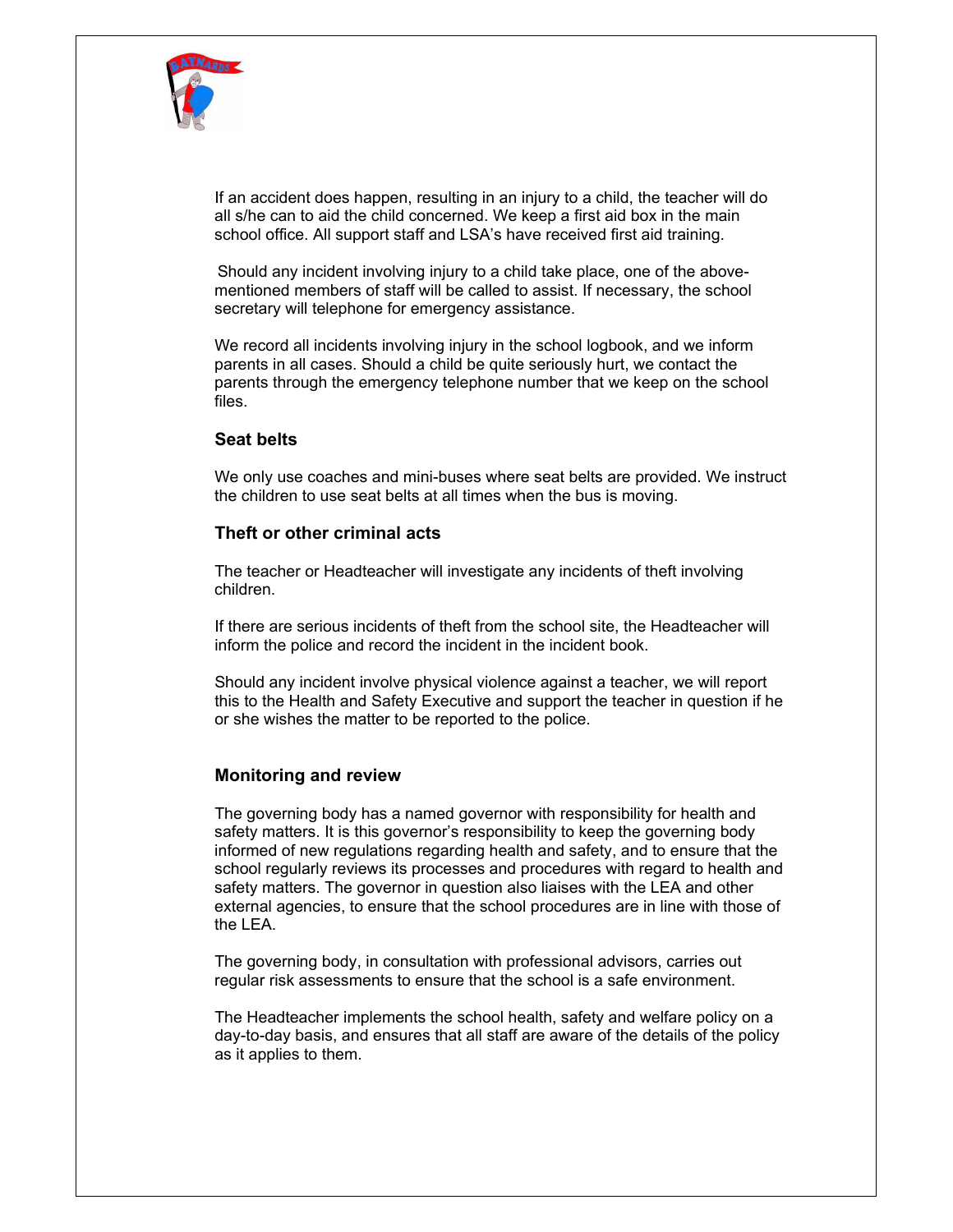If an accident does happen, resulting in an injury to a child, the teacher will do all s/he can to aid the child concerned. We keep a first aid box in the main school office. All support staff and LSA's have received first aid training.

Should any incident involving injury to a child take place, one of the above-mentioned members of staff will be called to assist. If necessary, the school secretary will telephone for emergency assistance.

We record all incidents involving injury in the school logbook, and we inform parents in all cases. Should a child be quite seriously hurt, we contact the parents through the emergency telephone number that we keep on the school files.

### Seat belts

We only use coaches and mini-buses where seat belts are provided. We instruct the children to use seat belts at all times when the bus is moving.

### Theft or other criminal acts

The teacher or Headteacher will investigate any incidents of theft involving children.

If there are serious incidents of theft from the school site, the Headteacher will inform the police and record the incident in the incident book.

Should any incident involve physical violence against a teacher, we will report this to the Health and Safety Executive and support the teacher in question if he or she wishes the matter to be reported to the police.

### Monitoring and review

The governing body has a named governor with responsibility for health and safety matters. It is this governor's responsibility to keep the governing body informed of new regulations regarding health and safety, and to ensure that the school regularly reviews its processes and procedures with regard to health and safety matters. The governor in question also liaises with the LEA and other external agencies, to ensure that the school procedures are in line with those of the LEA.

The governing body, in consultation with professional advisors, carries out regular risk assessments to ensure that the school is a safe environment.

The Headteacher implements the school health, safety and welfare policy on a day-to-day basis, and ensures that all staff are aware of the details of the policy as it applies to them.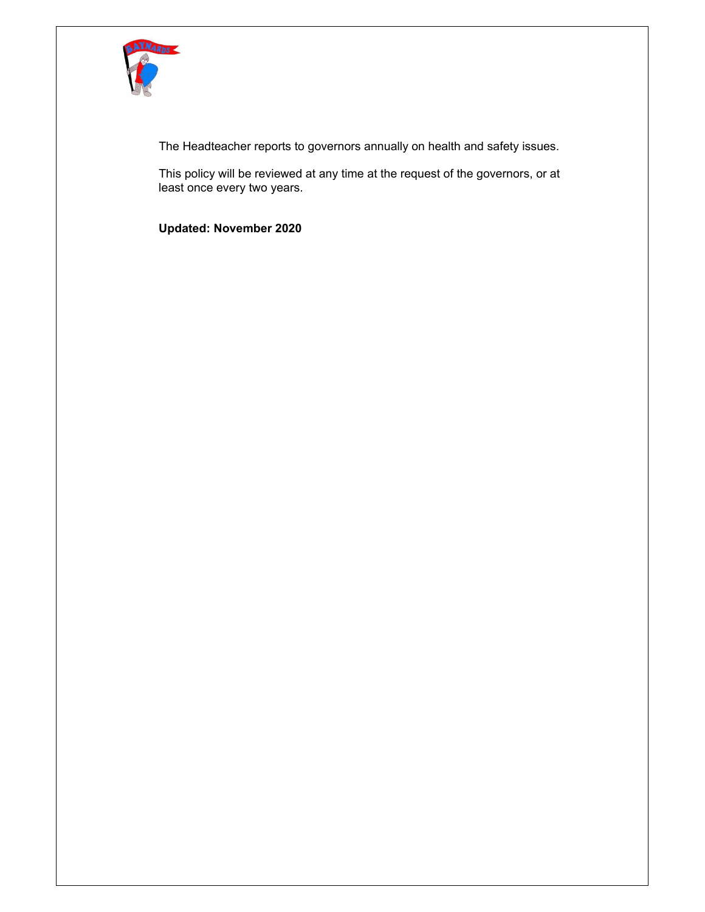The Headteacher reports to governors annually on health and safety issues.

This policy will be reviewed at any time at the request of the governors, or at least once every two years.

**Updated: November 2020**